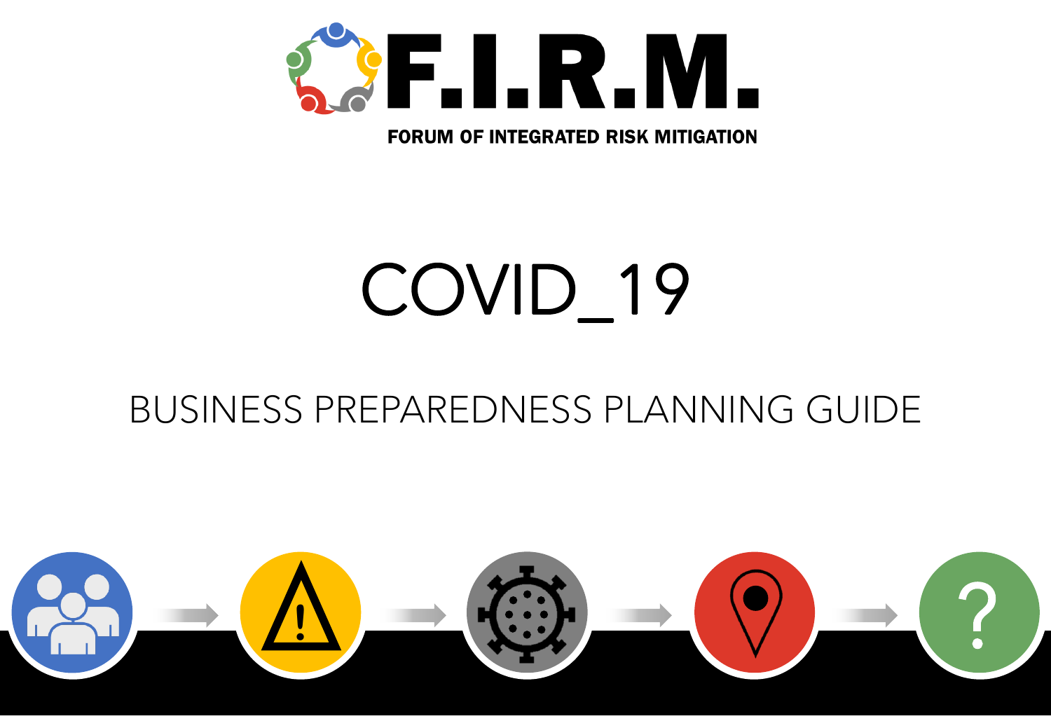# F.I.R.M.

FORUM OF INTEGRATED RISK MITIGATION

# COVID_19

## BUSINESS PREPAREDNESS PLANNING GUIDE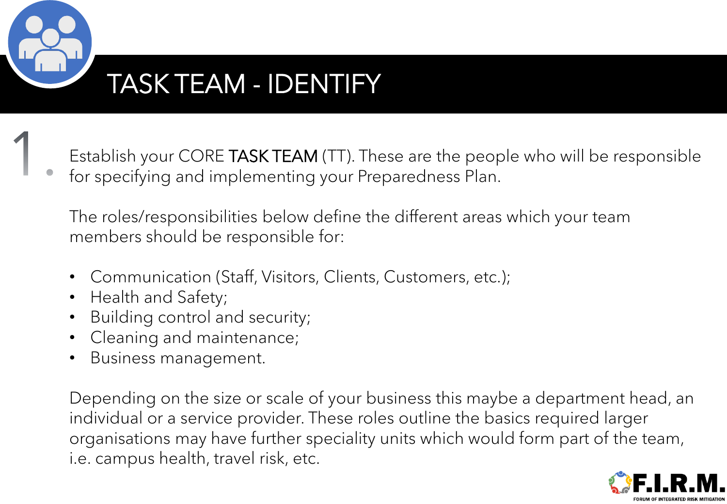# TASK TEAM - IDENTIFY

1. Establish your CORE **TASK TEAM** (TT). These are the people who will be responsible for specifying and implementing your Preparedness Plan.

The roles/responsibilities below define the different areas which your team members should be responsible for:

- Communication (Staff, Visitors, Clients, Customers, etc.);
- Health and Safety;
- Building control and security;
- Cleaning and maintenance;
- Business management.

Depending on the size or scale of your business this maybe a department head, an individual or a service provider. These roles outline the basics required larger organisations may have further speciality units which would form part of the team, i.e. campus health, travel risk, etc.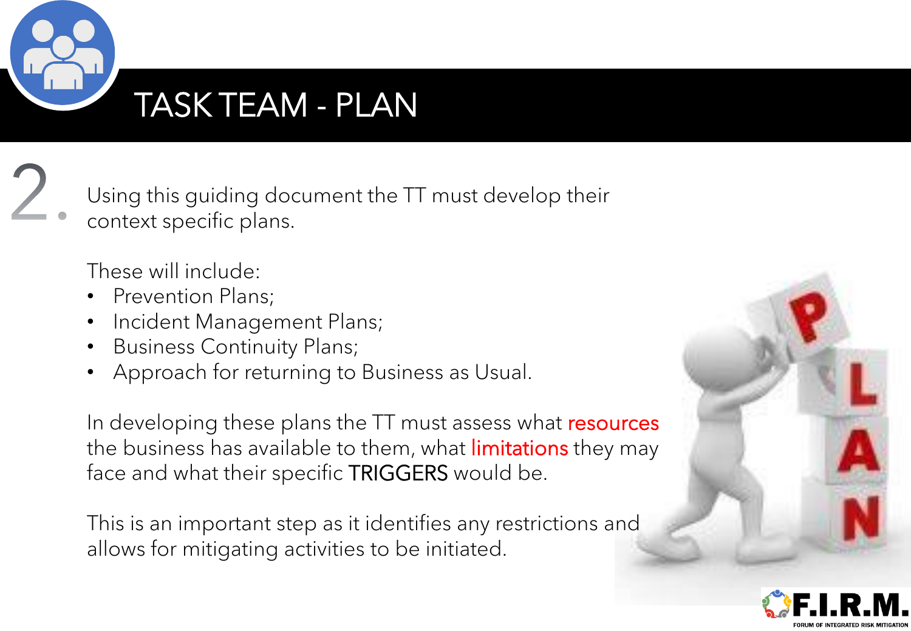# TASK TEAM - PLAN

2.

Using this guiding document the TT must develop their context specific plans.

These will include:

- Prevention Plans;
- Incident Management Plans;
- Business Continuity Plans;
- Approach for returning to Business as Usual.

In developing these plans the TT must assess what resources the business has available to them, what limitations they may face and what their specific TRIGGERS would be.

This is an important step as it identifies any restrictions and allows for mitigating activities to be initiated.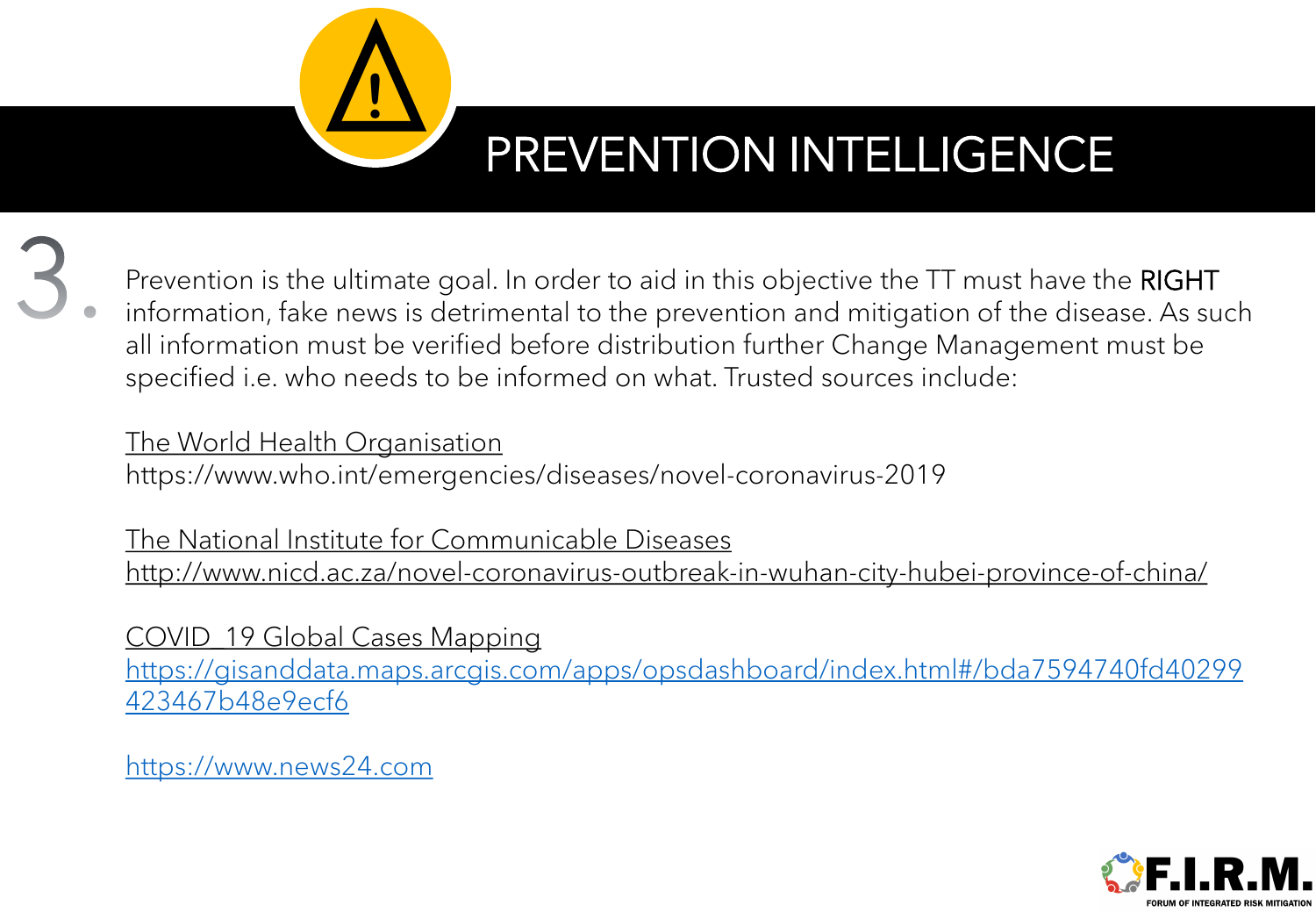# PREVENTION INTELLIGENCE

3. Prevention is the ultimate goal. In order to aid in this objective the TT must have the **RIGHT** information, fake news is detrimental to the prevention and mitigation of the disease. As such all information must be verified before distribution further Change Management must be specified i.e. who needs to be informed on what. Trusted sources include:

The World Health Organisation
https://www.who.int/emergencies/diseases/novel-coronavirus-2019

The National Institute for Communicable Diseases
http://www.nicd.ac.za/novel-coronavirus-outbreak-in-wuhan-city-hubei-province-of-china/

COVID_19 Global Cases Mapping
https://gisanddata.maps.arcgis.com/apps/opsdashboard/index.html#/bda7594740fd40299423467b48e9ecf6

https://www.news24.com

F.I.R.M.
FORUM OF INTEGRATED RISK MITIGATION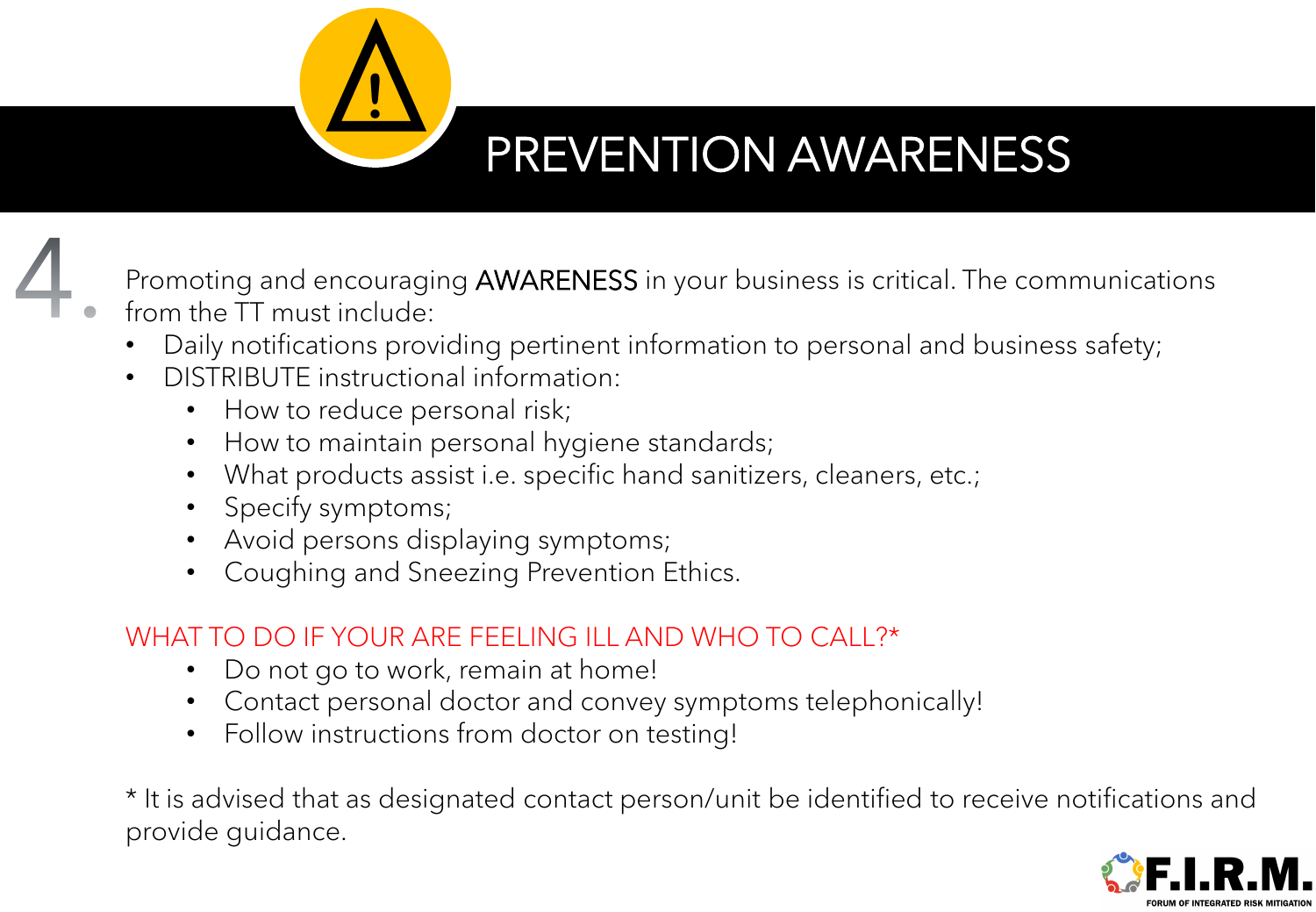# PREVENTION AWARENESS

4. Promoting and encouraging **AWARENESS** in your business is critical. The communications from the TT must include:

- Daily notifications providing pertinent information to personal and business safety;
- DISTRIBUTE instructional information:
  - How to reduce personal risk;
  - How to maintain personal hygiene standards;
  - What products assist i.e. specific hand sanitizers, cleaners, etc.;
  - Specify symptoms;
  - Avoid persons displaying symptoms;
  - Coughing and Sneezing Prevention Ethics.

WHAT TO DO IF YOUR ARE FEELING ILL AND WHO TO CALL?*

- Do not go to work, remain at home!
- Contact personal doctor and convey symptoms telephonically!
- Follow instructions from doctor on testing!

* It is advised that as designated contact person/unit be identified to receive notifications and provide guidance.

F.I.R.M.
FORUM OF INTEGRATED RISK MITIGATION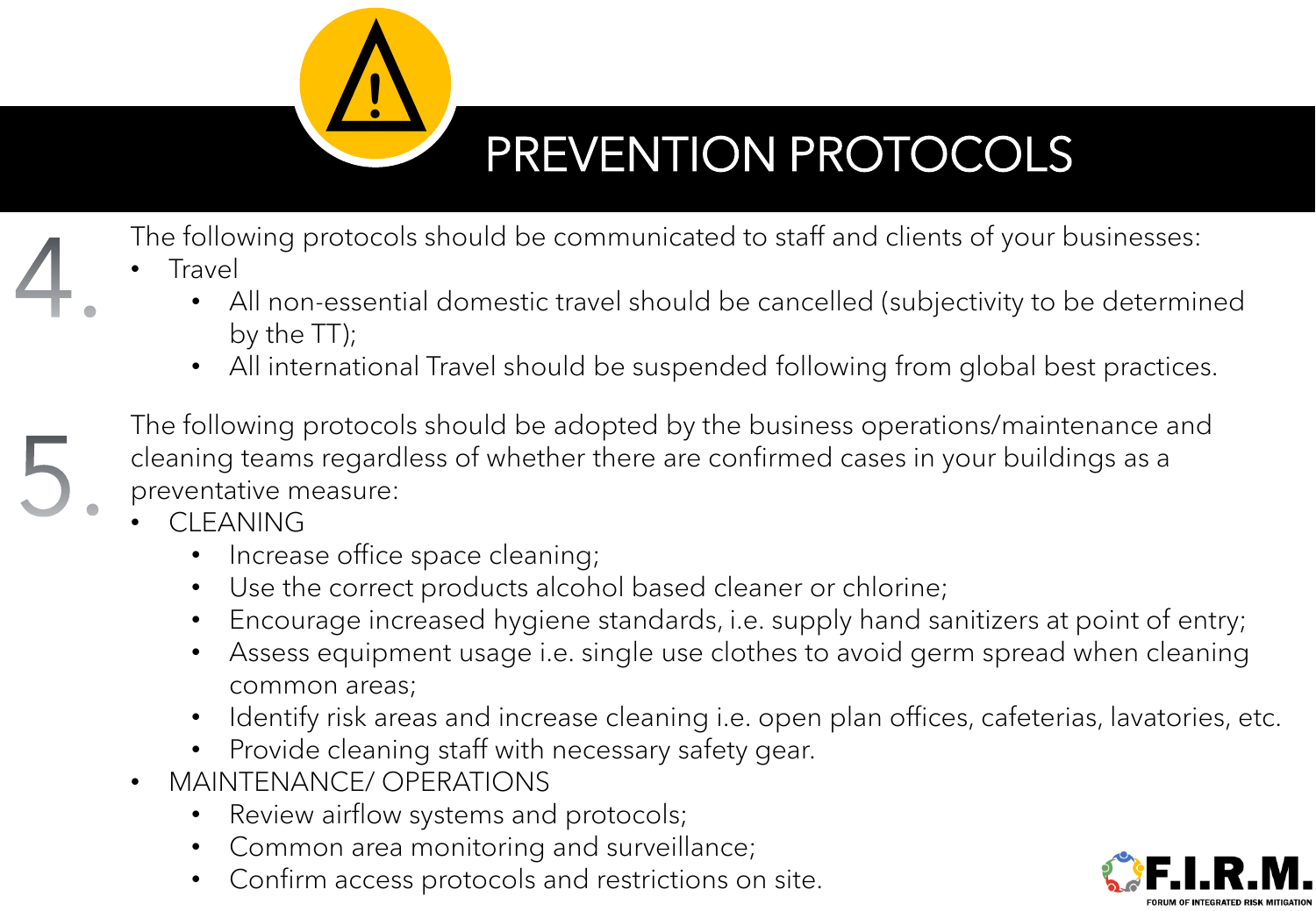# PREVENTION PROTOCOLS

4. The following protocols should be communicated to staff and clients of your businesses:
   - Travel
     - All non-essential domestic travel should be cancelled (subjectivity to be determined by the TT);
     - All international Travel should be suspended following from global best practices.

5. The following protocols should be adopted by the business operations/maintenance and cleaning teams regardless of whether there are confirmed cases in your buildings as a preventative measure:
   - CLEANING
     - Increase office space cleaning;
     - Use the correct products alcohol based cleaner or chlorine;
     - Encourage increased hygiene standards, i.e. supply hand sanitizers at point of entry;
     - Assess equipment usage i.e. single use clothes to avoid germ spread when cleaning common areas;
     - Identify risk areas and increase cleaning i.e. open plan offices, cafeterias, lavatories, etc.
     - Provide cleaning staff with necessary safety gear.
   - MAINTENANCE/ OPERATIONS
     - Review airflow systems and protocols;
     - Common area monitoring and surveillance;
     - Confirm access protocols and restrictions on site.

F.I.R.M.
FORUM OF INTEGRATED RISK MITIGATION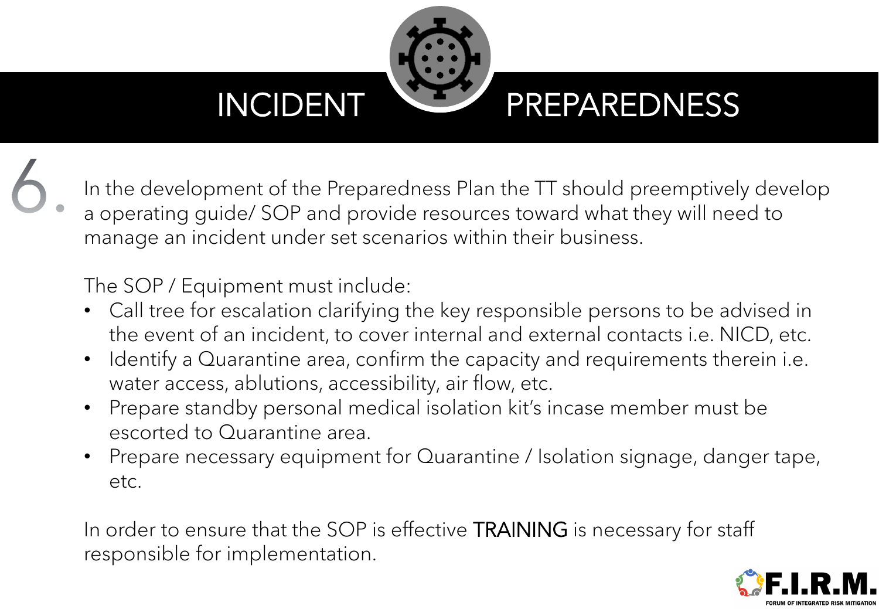# INCIDENT PREPAREDNESS

6. In the development of the Preparedness Plan the TT should preemptively develop a operating guide/ SOP and provide resources toward what they will need to manage an incident under set scenarios within their business.

The SOP / Equipment must include:

- Call tree for escalation clarifying the key responsible persons to be advised in the event of an incident, to cover internal and external contacts i.e. NICD, etc.
- Identify a Quarantine area, confirm the capacity and requirements therein i.e. water access, ablutions, accessibility, air flow, etc.
- Prepare standby personal medical isolation kit's incase member must be escorted to Quarantine area.
- Prepare necessary equipment for Quarantine / Isolation signage, danger tape, etc.

In order to ensure that the SOP is effective TRAINING is necessary for staff responsible for implementation.

F.I.R.M.
FORUM OF INTEGRATED RISK MITIGATION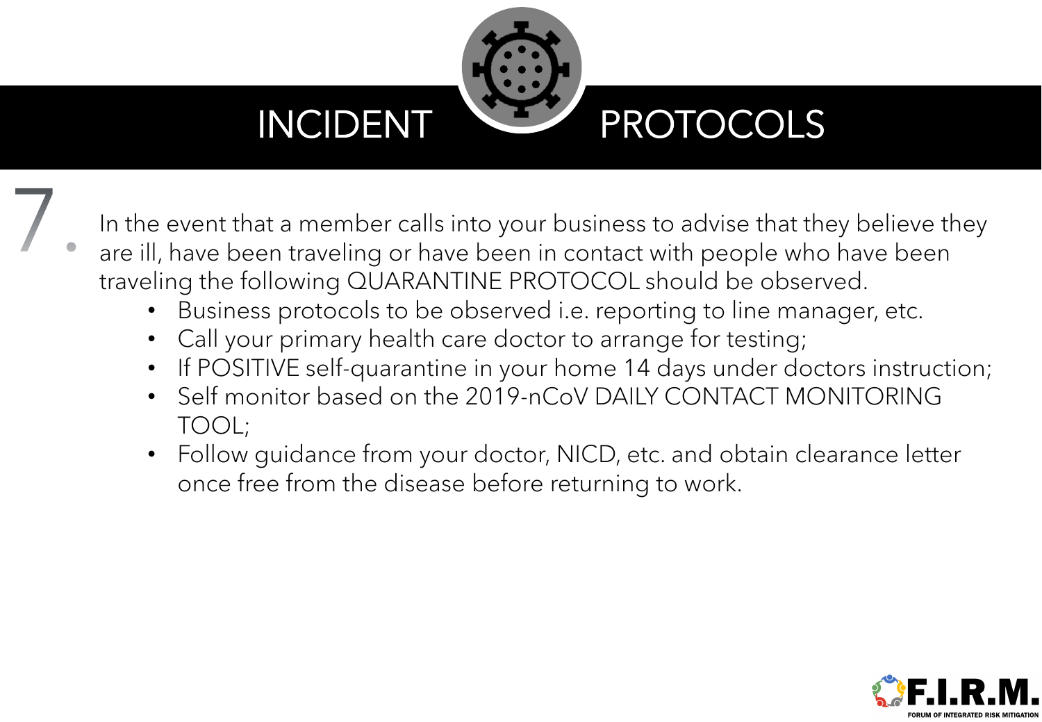# INCIDENT PROTOCOLS

7. In the event that a member calls into your business to advise that they believe they are ill, have been traveling or have been in contact with people who have been traveling the following QUARANTINE PROTOCOL should be observed.
    - Business protocols to be observed i.e. reporting to line manager, etc.
    - Call your primary health care doctor to arrange for testing;
    - If POSITIVE self-quarantine in your home 14 days under doctors instruction;
    - Self monitor based on the 2019-nCoV DAILY CONTACT MONITORING TOOL;
    - Follow guidance from your doctor, NICD, etc. and obtain clearance letter once free from the disease before returning to work.

F.I.R.M.
FORUM OF INTEGRATED RISK MITIGATION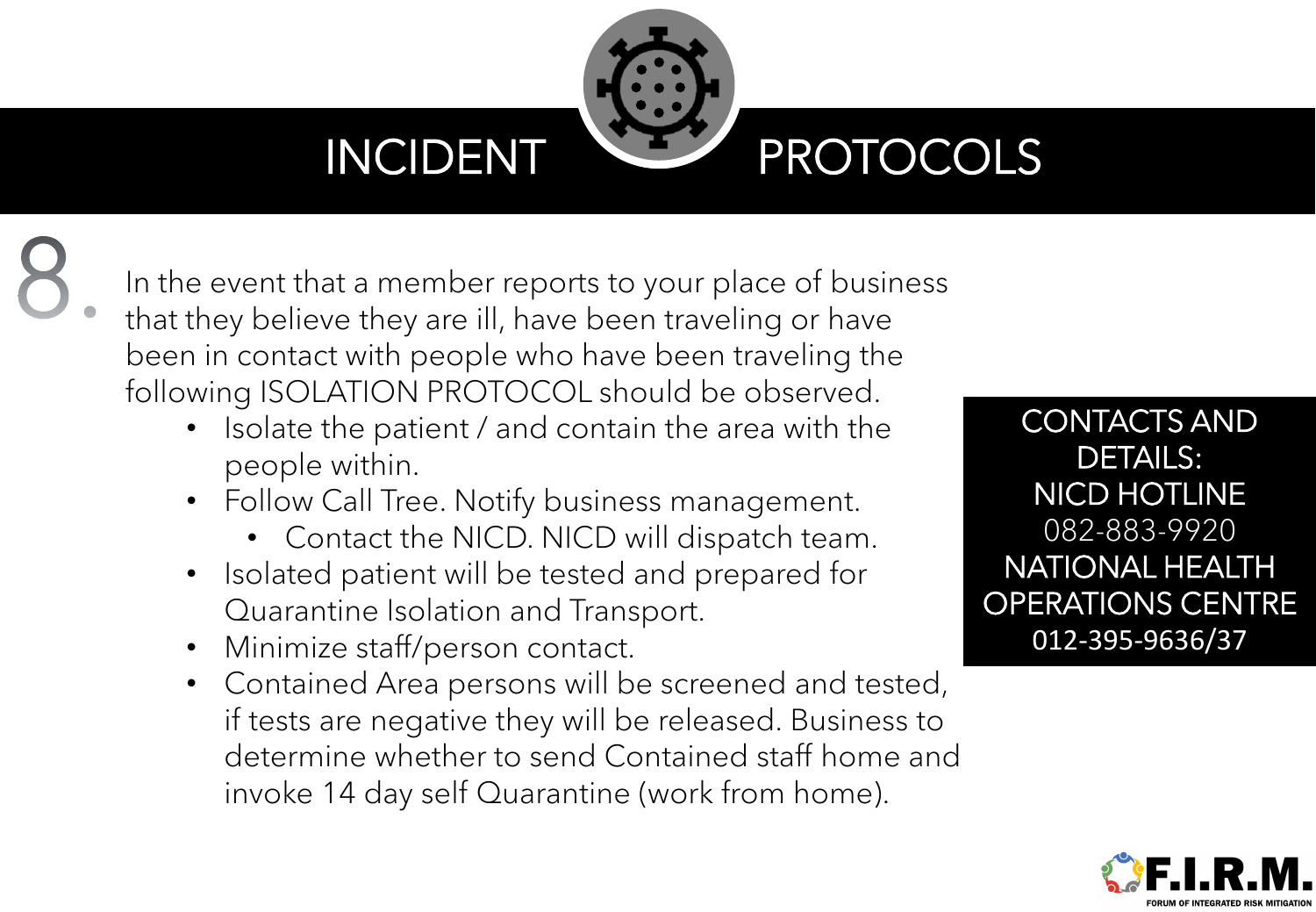# INCIDENT PROTOCOLS

8. In the event that a member reports to your place of business that they believe they are ill, have been traveling or have been in contact with people who have been traveling the following ISOLATION PROTOCOL should be observed.

- Isolate the patient / and contain the area with the people within.
- Follow Call Tree. Notify business management.
  - Contact the NICD. NICD will dispatch team.
- Isolated patient will be tested and prepared for Quarantine Isolation and Transport.
- Minimize staff/person contact.
- Contained Area persons will be screened and tested, if tests are negative they will be released. Business to determine whether to send Contained staff home and invoke 14 day self Quarantine (work from home).

**CONTACTS AND DETAILS:**

**NICD HOTLINE**
082-883-9920

**NATIONAL HEALTH OPERATIONS CENTRE**
012-395-9636/37

F.I.R.M.
FORUM OF INTEGRATED RISK MITIGATION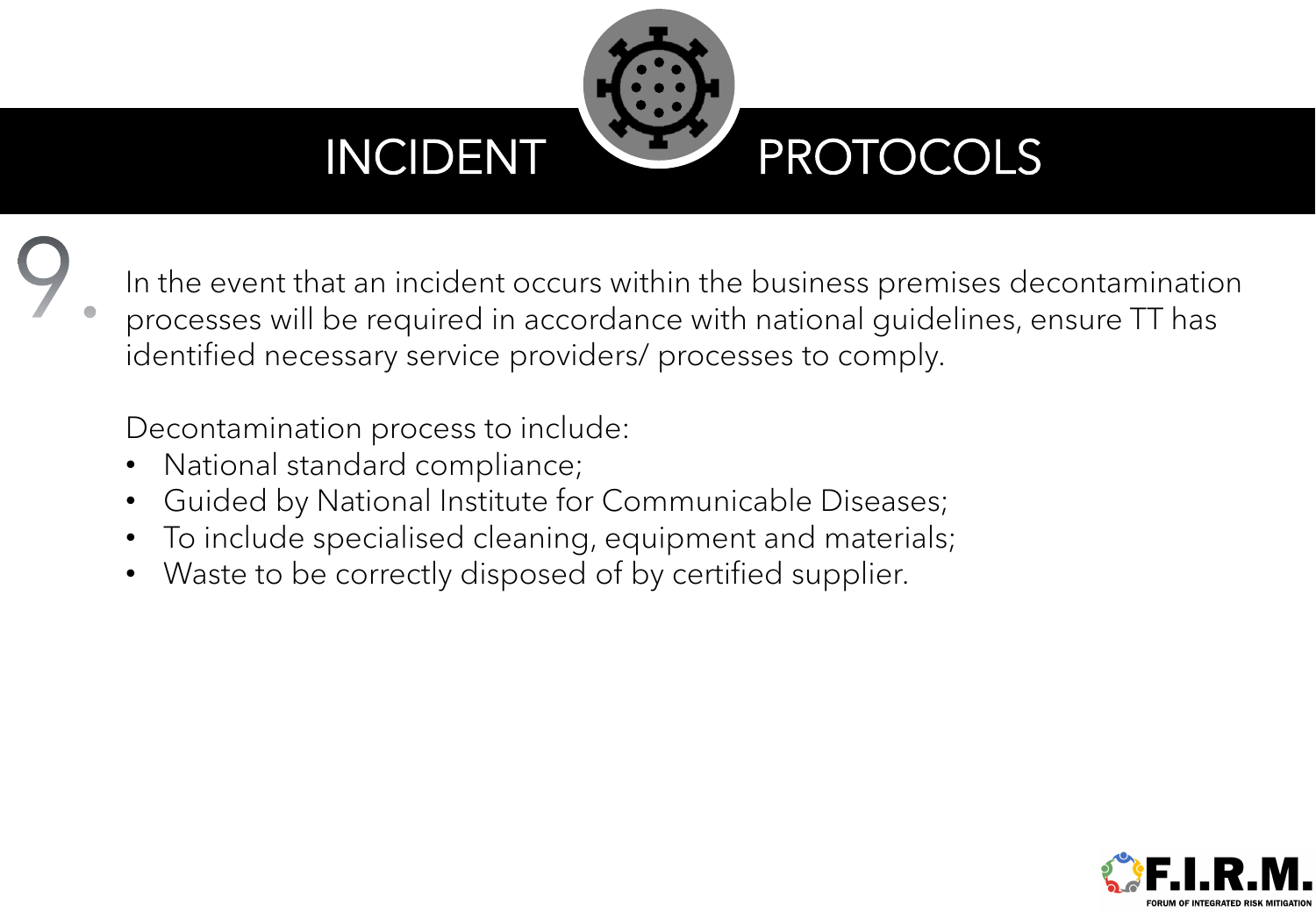# INCIDENT PROTOCOLS

9. In the event that an incident occurs within the business premises decontamination processes will be required in accordance with national guidelines, ensure TT has identified necessary service providers/ processes to comply.

Decontamination process to include:

- National standard compliance;
- Guided by National Institute for Communicable Diseases;
- To include specialised cleaning, equipment and materials;
- Waste to be correctly disposed of by certified supplier.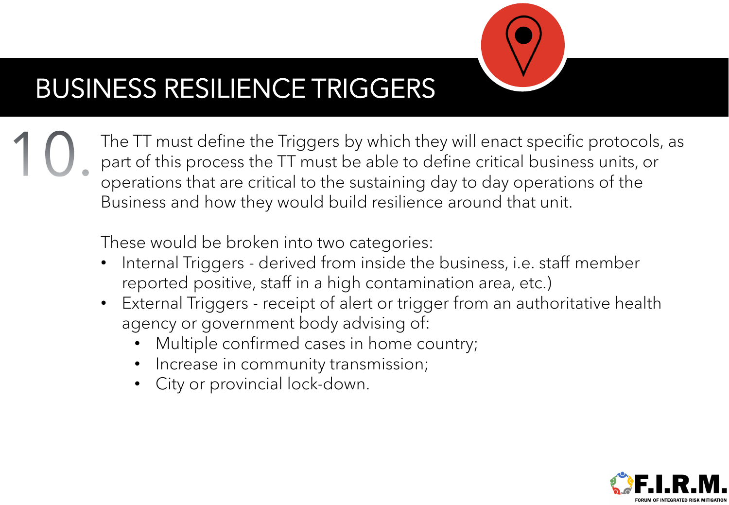# BUSINESS RESILIENCE TRIGGERS

10. The TT must define the Triggers by which they will enact specific protocols, as part of this process the TT must be able to define critical business units, or operations that are critical to the sustaining day to day operations of the Business and how they would build resilience around that unit.

These would be broken into two categories:

- Internal Triggers - derived from inside the business, i.e. staff member reported positive, staff in a high contamination area, etc.)
- External Triggers - receipt of alert or trigger from an authoritative health agency or government body advising of:
  - Multiple confirmed cases in home country;
  - Increase in community transmission;
  - City or provincial lock-down.

F.I.R.M.
FORUM OF INTEGRATED RISK MITIGATION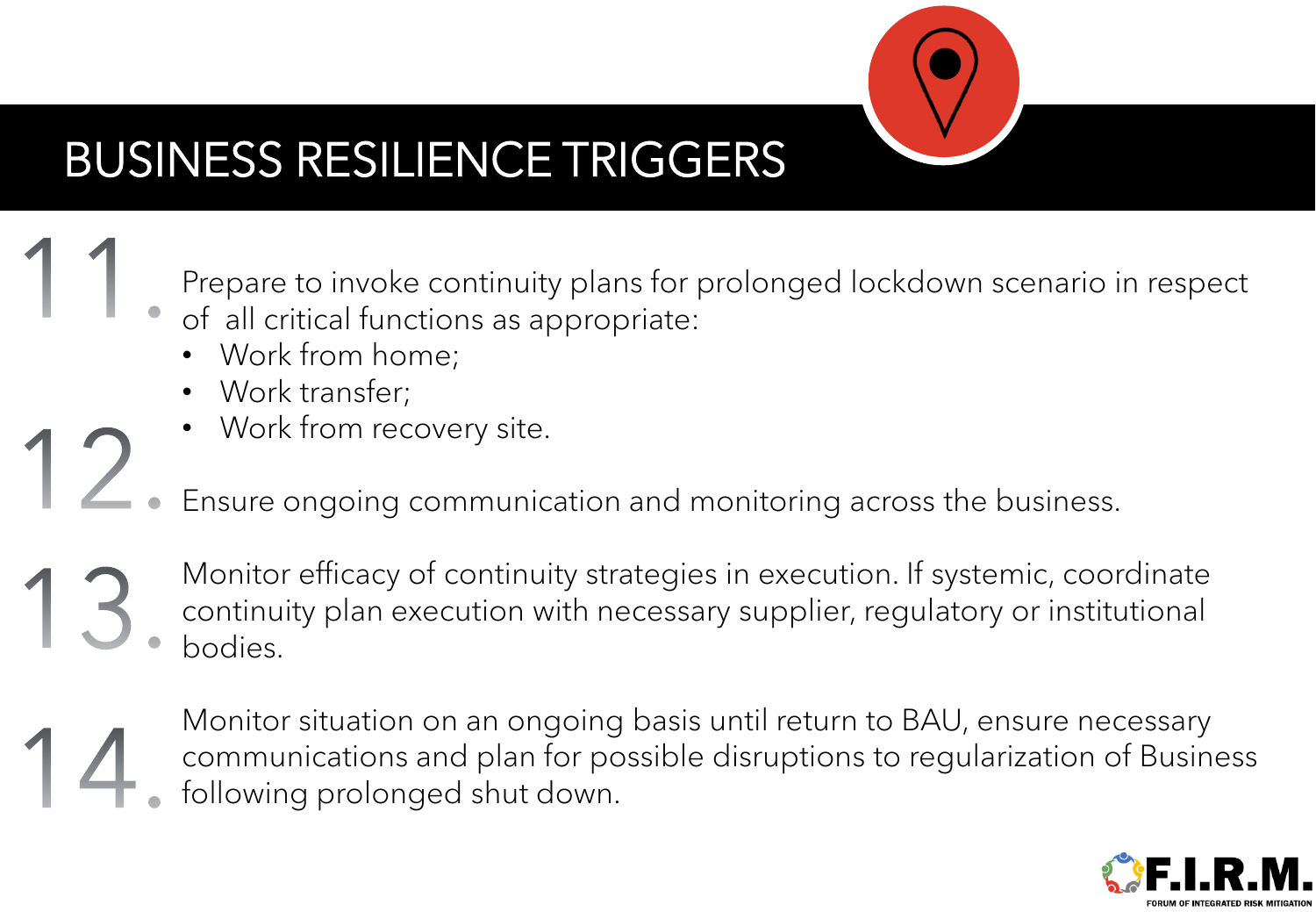# BUSINESS RESILIENCE TRIGGERS

11. Prepare to invoke continuity plans for prolonged lockdown scenario in respect of all critical functions as appropriate:
    - Work from home;
    - Work transfer;
    - Work from recovery site.

12. Ensure ongoing communication and monitoring across the business.

13. Monitor efficacy of continuity strategies in execution. If systemic, coordinate continuity plan execution with necessary supplier, regulatory or institutional bodies.

14. Monitor situation on an ongoing basis until return to BAU, ensure necessary communications and plan for possible disruptions to regularization of Business following prolonged shut down.

F.I.R.M.
FORUM OF INTEGRATED RISK MITIGATION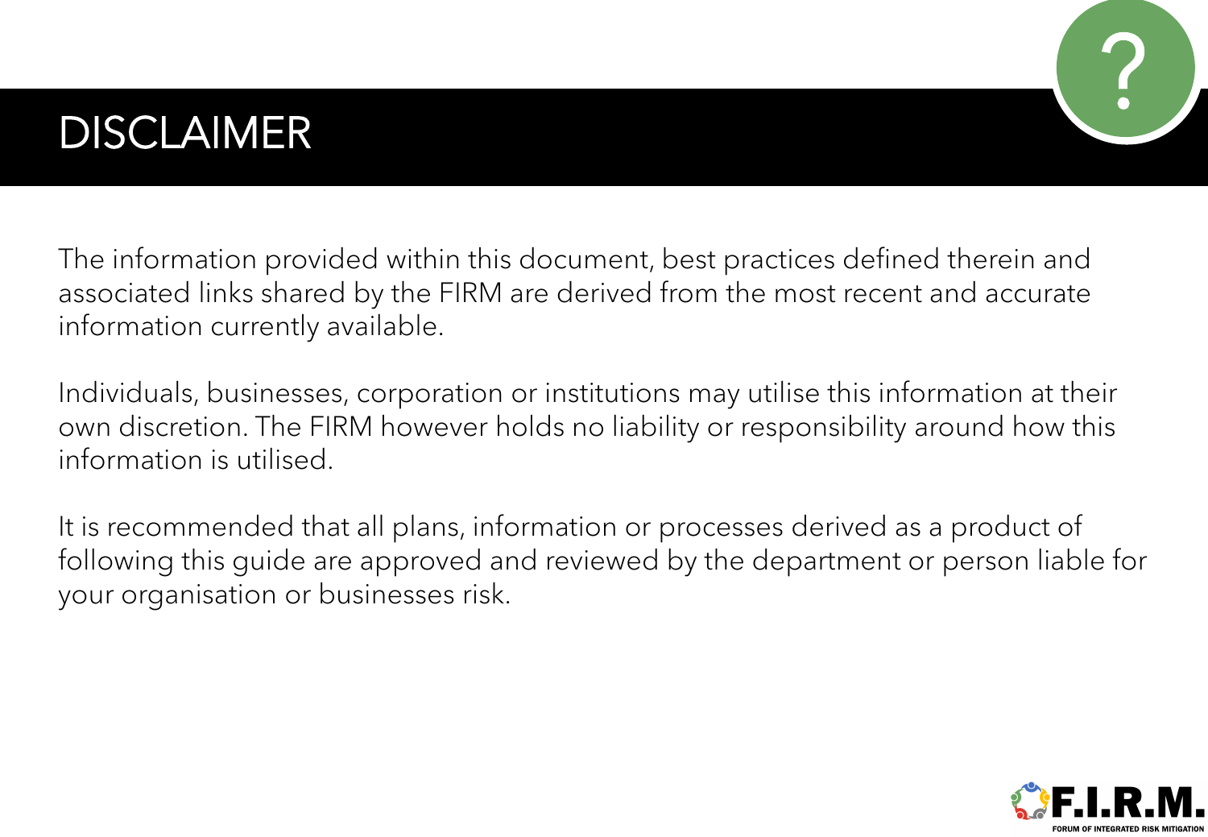# DISCLAIMER

The information provided within this document, best practices defined therein and associated links shared by the FIRM are derived from the most recent and accurate information currently available.

Individuals, businesses, corporation or institutions may utilise this information at their own discretion. The FIRM however holds no liability or responsibility around how this information is utilised.

It is recommended that all plans, information or processes derived as a product of following this guide are approved and reviewed by the department or person liable for your organisation or businesses risk.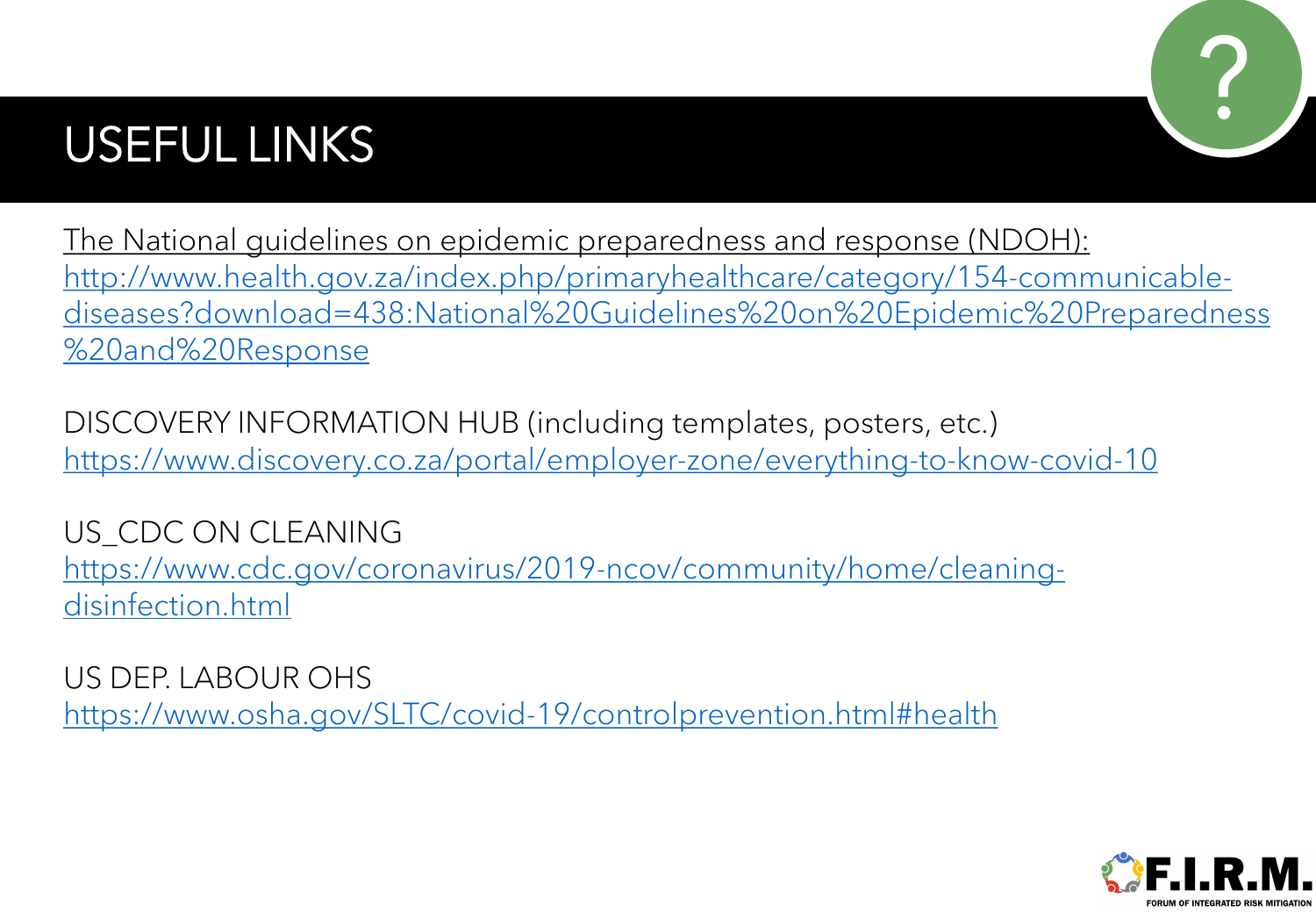# USEFUL LINKS

The National guidelines on epidemic preparedness and response (NDOH):
http://www.health.gov.za/index.php/primaryhealthcare/category/154-communicable-diseases?download=438:National%20Guidelines%20on%20Epidemic%20Preparedness%20and%20Response

DISCOVERY INFORMATION HUB (including templates, posters, etc.)
https://www.discovery.co.za/portal/employer-zone/everything-to-know-covid-10

US_CDC ON CLEANING
https://www.cdc.gov/coronavirus/2019-ncov/community/home/cleaning-disinfection.html

US DEP. LABOUR OHS
https://www.osha.gov/SLTC/covid-19/controlprevention.html#health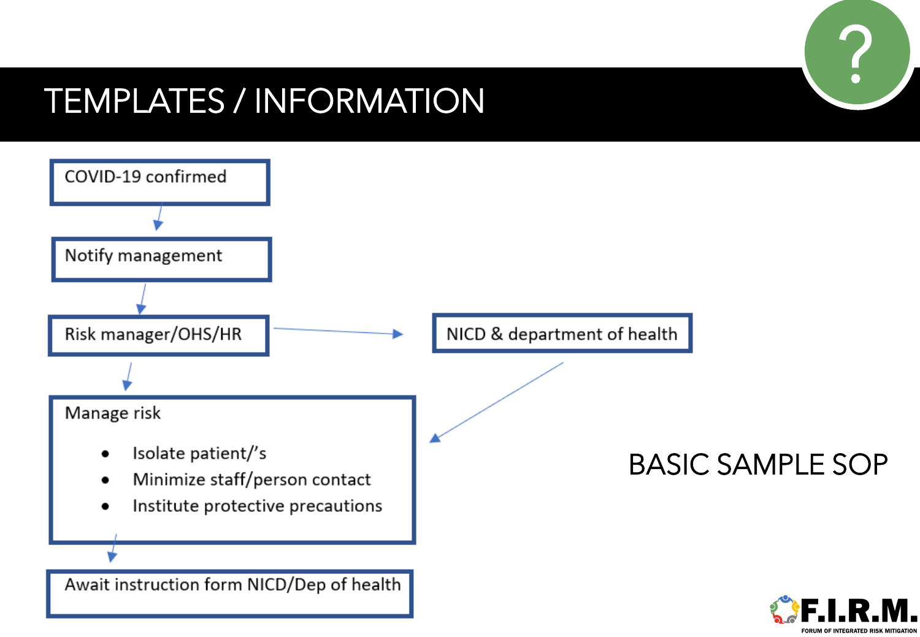# TEMPLATES / INFORMATION

## BASIC SAMPLE SOP

COVID-19 confirmed

↓

Notify management

↓

Risk manager/OHS/HR → NICD & department of health

↓

Manage risk

- Isolate patient/'s
- Minimize staff/person contact
- Institute protective precautions

↓

Await instruction form NICD/Dep of health

F.I.R.M.
FORUM OF INTEGRATED RISK MITIGATION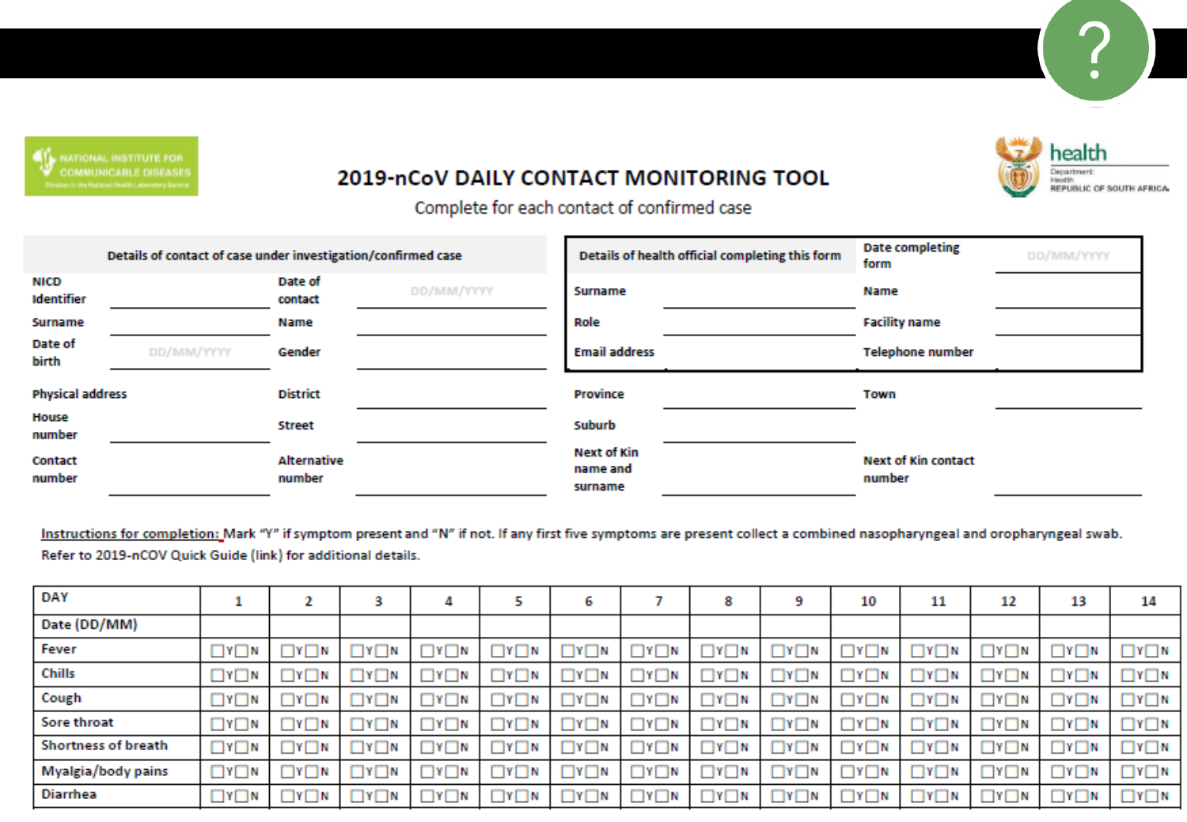NATIONAL INSTITUTE FOR COMMUNICABLE DISEASES
Division of the National Health Laboratory Service

health
Department: Health
REPUBLIC OF SOUTH AFRICA

# 2019-nCoV DAILY CONTACT MONITORING TOOL

Complete for each contact of confirmed case

| Details of contact of case under investigation/confirmed case | | | | Details of health official completing this form | | Date completing form | DD/MM/YYYY |
|---|---|---|---|---|---|---|---|
| NICD Identifier | | Date of contact | DD/MM/YYYY | Surname | | Name | |
| Surname | | Name | | Role | | Facility name | |
| Date of birth | DD/MM/YYYY | Gender | | Email address | | Telephone number | |
| Physical address | | District | | Province | | Town | |
| House number | | Street | | Suburb | | | |
| Contact number | | Alternative number | | Next of Kin name and surname | | Next of Kin contact number | |

Instructions for completion: Mark "Y" if symptom present and "N" if not. If any first five symptoms are present collect a combined nasopharyngeal and oropharyngeal swab. Refer to 2019-nCOV Quick Guide (link) for additional details.

| DAY | 1 | 2 | 3 | 4 | 5 | 6 | 7 | 8 | 9 | 10 | 11 | 12 | 13 | 14 |
|---|---|---|---|---|---|---|---|---|---|---|---|---|---|---|
| Date (DD/MM) | | | | | | | | | | | | | | |
| Fever | ☐Y☐N | ☐Y☐N | ☐Y☐N | ☐Y☐N | ☐Y☐N | ☐Y☐N | ☐Y☐N | ☐Y☐N | ☐Y☐N | ☐Y☐N | ☐Y☐N | ☐Y☐N | ☐Y☐N | ☐Y☐N |
| Chills | ☐Y☐N | ☐Y☐N | ☐Y☐N | ☐Y☐N | ☐Y☐N | ☐Y☐N | ☐Y☐N | ☐Y☐N | ☐Y☐N | ☐Y☐N | ☐Y☐N | ☐Y☐N | ☐Y☐N | ☐Y☐N |
| Cough | ☐Y☐N | ☐Y☐N | ☐Y☐N | ☐Y☐N | ☐Y☐N | ☐Y☐N | ☐Y☐N | ☐Y☐N | ☐Y☐N | ☐Y☐N | ☐Y☐N | ☐Y☐N | ☐Y☐N | ☐Y☐N |
| Sore throat | ☐Y☐N | ☐Y☐N | ☐Y☐N | ☐Y☐N | ☐Y☐N | ☐Y☐N | ☐Y☐N | ☐Y☐N | ☐Y☐N | ☐Y☐N | ☐Y☐N | ☐Y☐N | ☐Y☐N | ☐Y☐N |
| Shortness of breath | ☐Y☐N | ☐Y☐N | ☐Y☐N | ☐Y☐N | ☐Y☐N | ☐Y☐N | ☐Y☐N | ☐Y☐N | ☐Y☐N | ☐Y☐N | ☐Y☐N | ☐Y☐N | ☐Y☐N | ☐Y☐N |
| Myalgia/body pains | ☐Y☐N | ☐Y☐N | ☐Y☐N | ☐Y☐N | ☐Y☐N | ☐Y☐N | ☐Y☐N | ☐Y☐N | ☐Y☐N | ☐Y☐N | ☐Y☐N | ☐Y☐N | ☐Y☐N | ☐Y☐N |
| Diarrhea | ☐Y☐N | ☐Y☐N | ☐Y☐N | ☐Y☐N | ☐Y☐N | ☐Y☐N | ☐Y☐N | ☐Y☐N | ☐Y☐N | ☐Y☐N | ☐Y☐N | ☐Y☐N | ☐Y☐N | ☐Y☐N |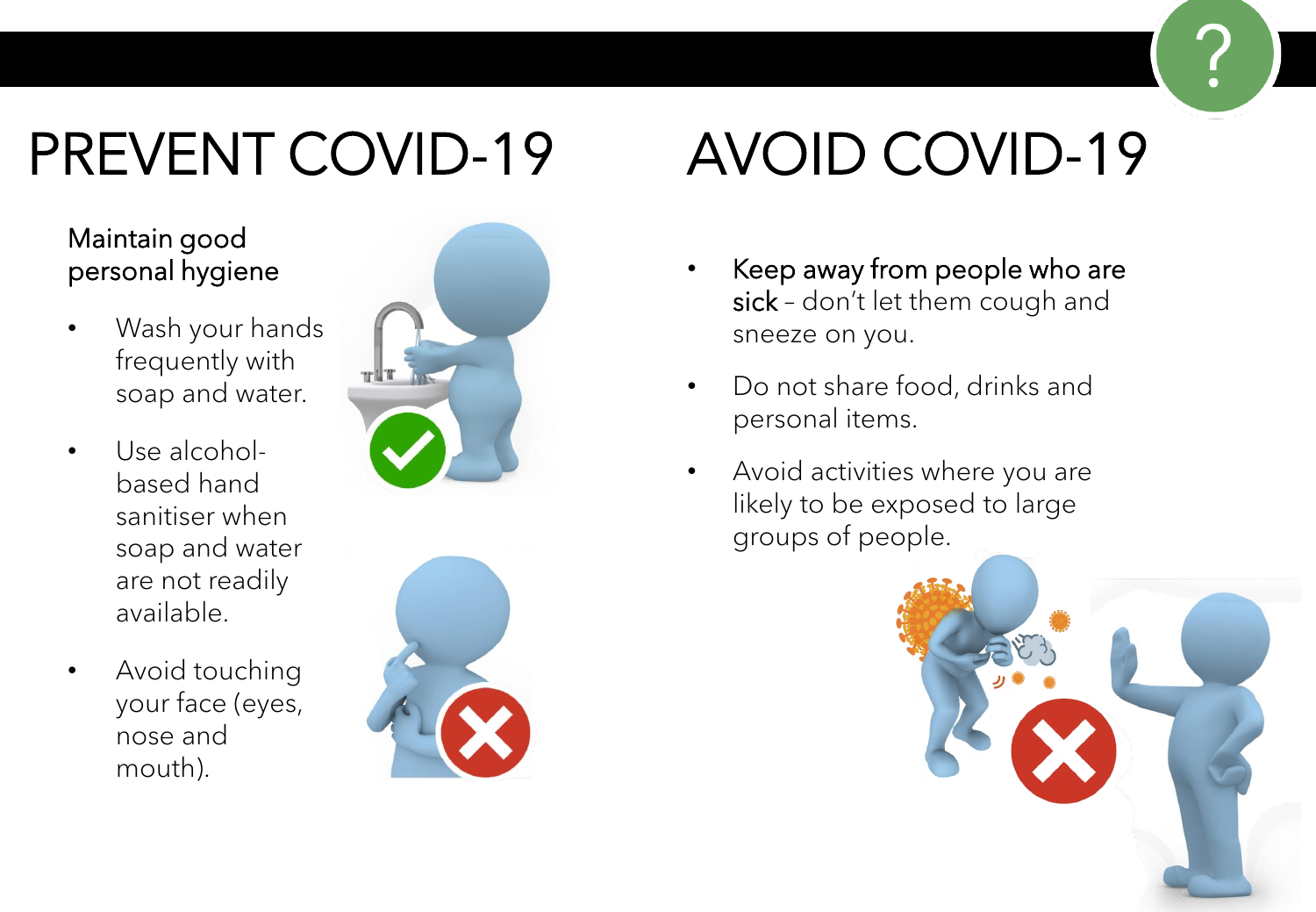# PREVENT COVID-19

**Maintain good personal hygiene**

- Wash your hands frequently with soap and water.
- Use alcohol-based hand sanitiser when soap and water are not readily available.
- Avoid touching your face (eyes, nose and mouth).

# AVOID COVID-19

- **Keep away from people who are sick** – don't let them cough and sneeze on you.
- Do not share food, drinks and personal items.
- Avoid activities where you are likely to be exposed to large groups of people.